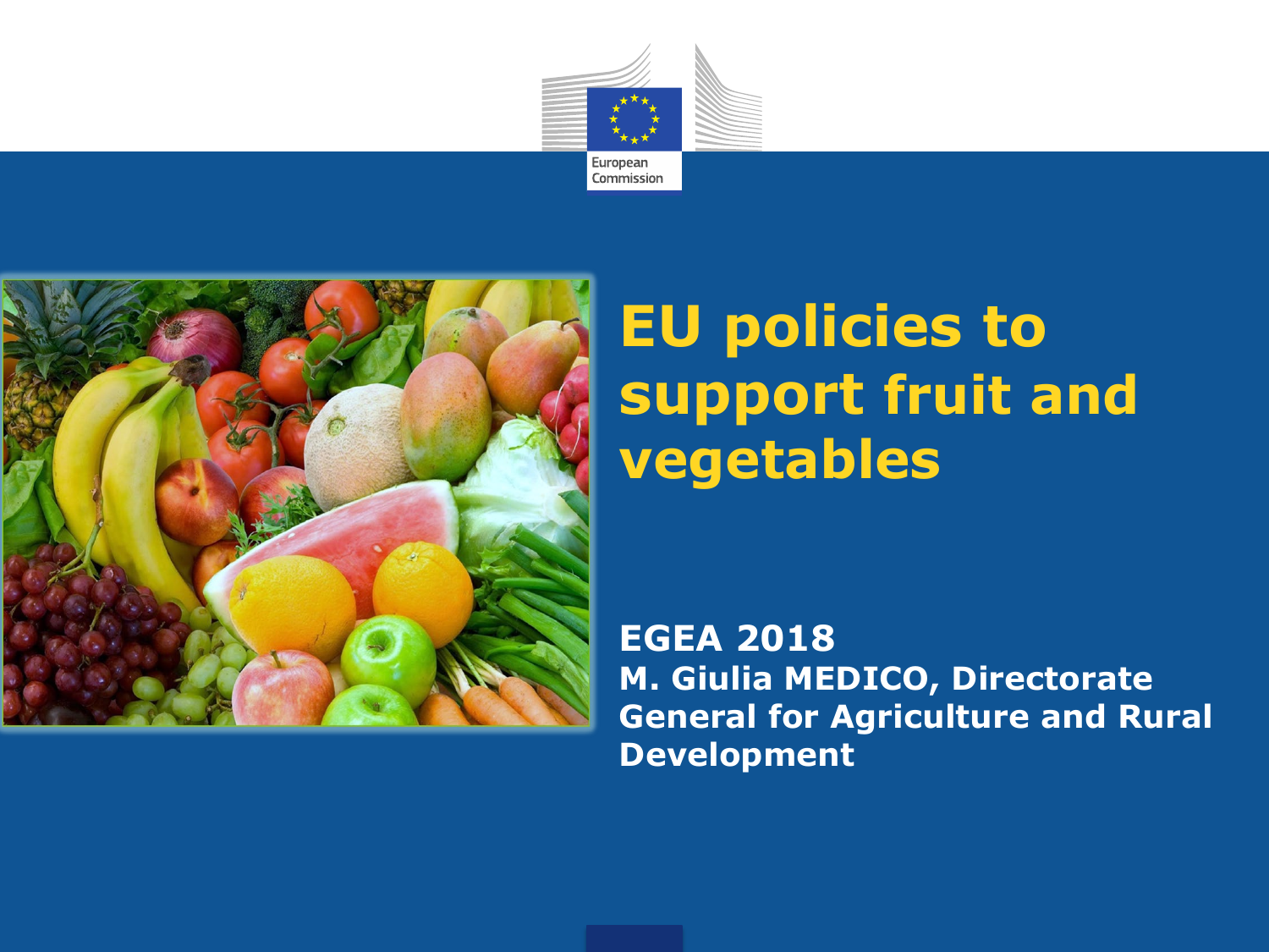European Commission

# EU policies to support fruit and vegetables

**EGEA 2018**

**M. Giulia MEDICO, Directorate General for Agriculture and Rural Development**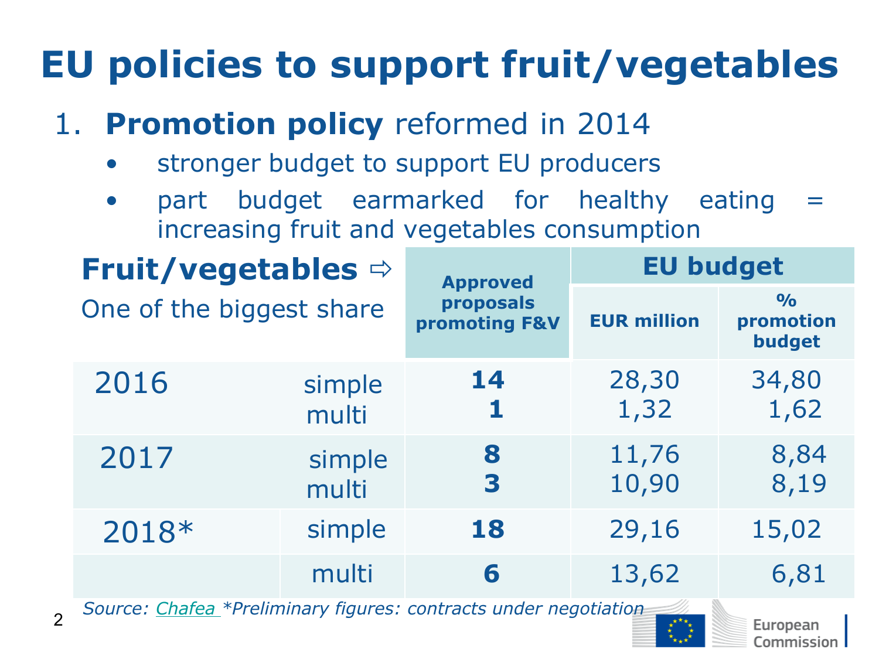# EU policies to support fruit/vegetables

1. **Promotion policy** reformed in 2014
   - stronger budget to support EU producers
   - part budget earmarked for healthy eating = increasing fruit and vegetables consumption

| **Fruit/vegetables** ⇨ One of the biggest share | | **Approved proposals promoting F&V** | **EU budget** | |
|---|---|---|---|---|
| | | | **EUR million** | **% promotion budget** |
| 2016 | simple | **14** | 28,30 | 34,80 |
| | multi | **1** | 1,32 | 1,62 |
| 2017 | simple | **8** | 11,76 | 8,84 |
| | multi | **3** | 10,90 | 8,19 |
| 2018* | simple | **18** | 29,16 | 15,02 |
| | multi | **6** | 13,62 | 6,81 |

*Source: Chafea *Preliminary figures: contracts under negotiation*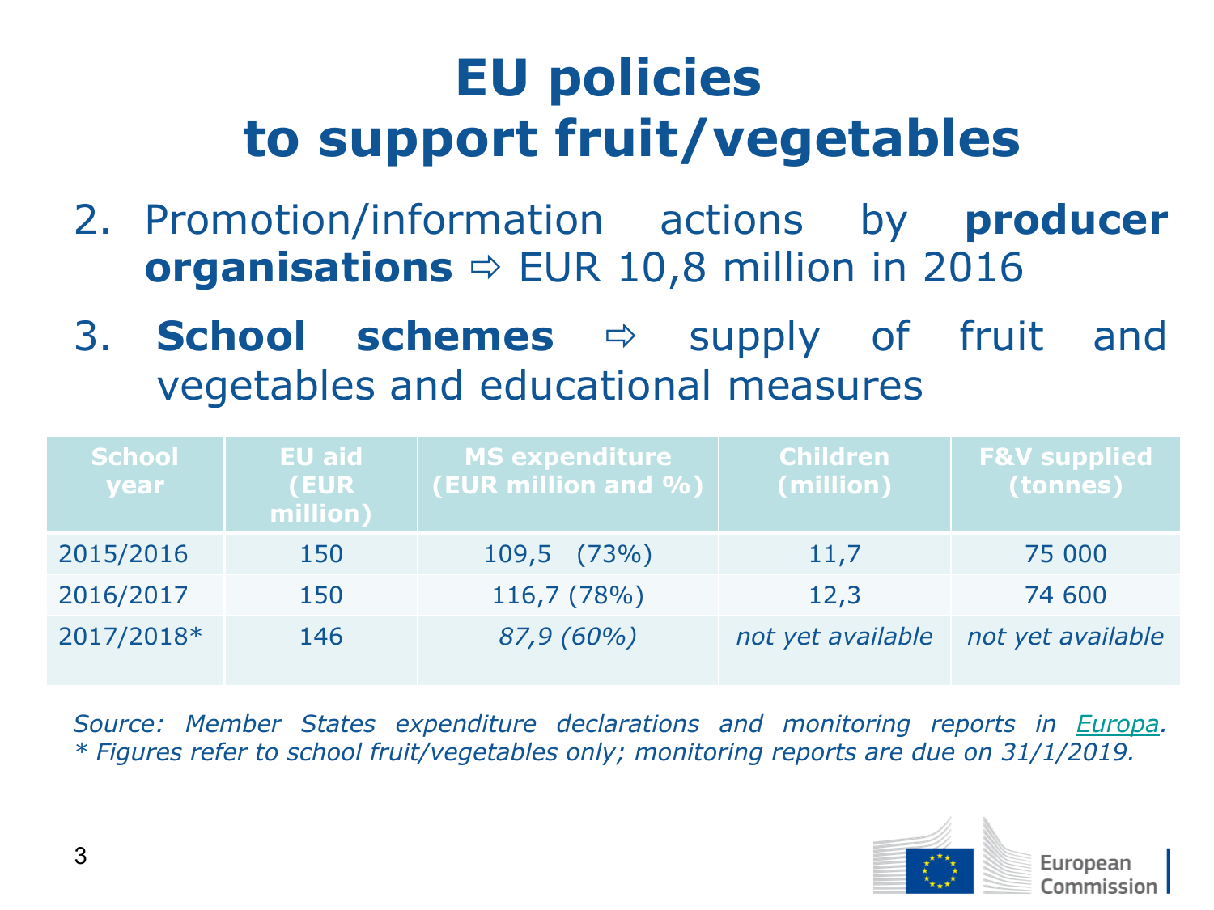# EU policies to support fruit/vegetables

2. Promotion/information actions by **producer organisations** ⇨ EUR 10,8 million in 2016

3. **School schemes** ⇨ supply of fruit and vegetables and educational measures

| School year | EU aid (EUR million) | MS expenditure (EUR million and %) | Children (million) | F&V supplied (tonnes) |
|---|---|---|---|---|
| 2015/2016 | 150 | 109,5 (73%) | 11,7 | 75 000 |
| 2016/2017 | 150 | 116,7 (78%) | 12,3 | 74 600 |
| 2017/2018* | 146 | *87,9 (60%)* | *not yet available* | *not yet available* |

*Source: Member States expenditure declarations and monitoring reports in Europa.*
*\* Figures refer to school fruit/vegetables only; monitoring reports are due on 31/1/2019.*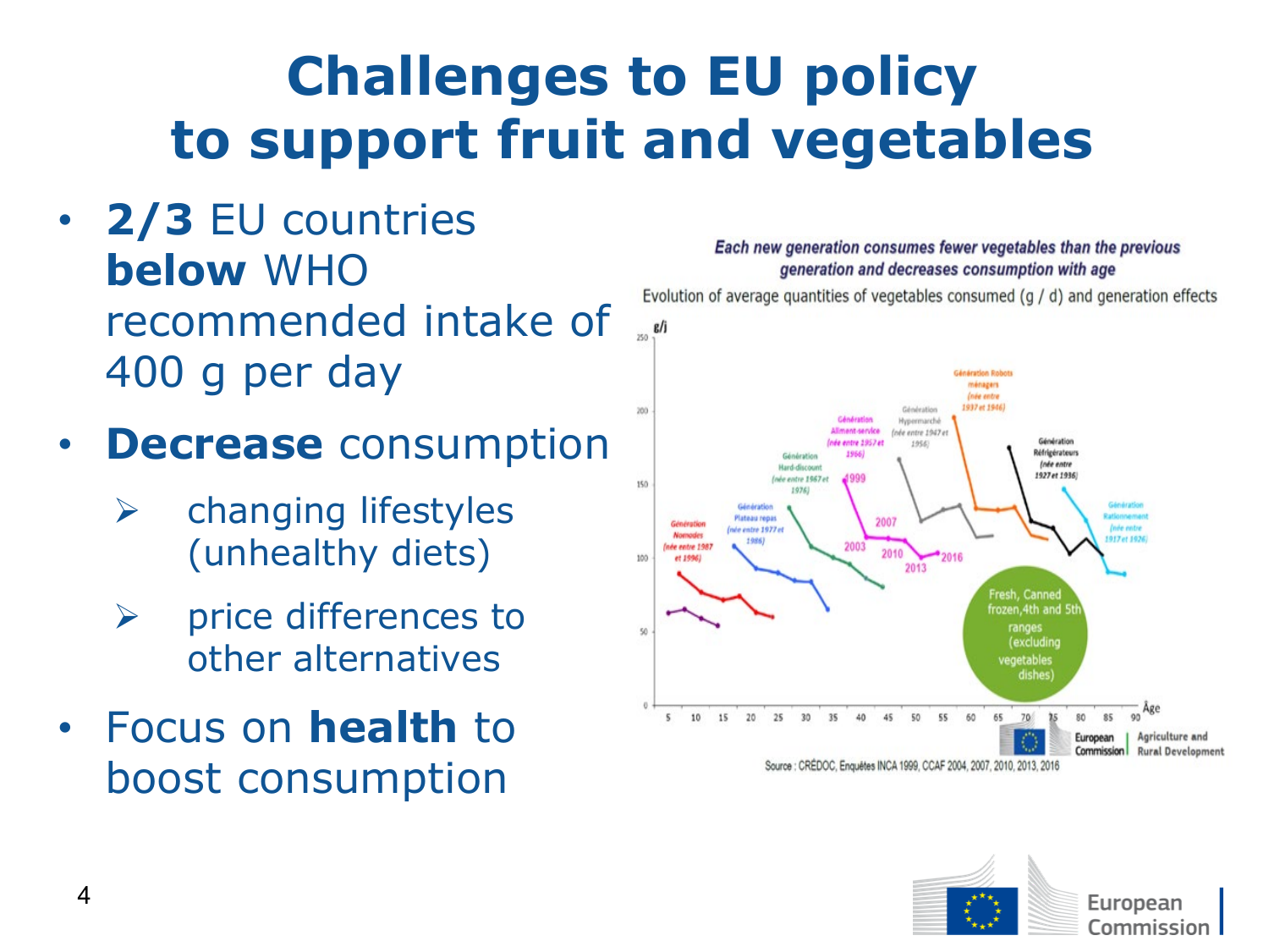# Challenges to EU policy to support fruit and vegetables

- **2/3** EU countries **below** WHO recommended intake of 400 g per day
- **Decrease** consumption
  - ➢ changing lifestyles (unhealthy diets)
  - ➢ price differences to other alternatives
- Focus on **health** to boost consumption

*Each new generation consumes fewer vegetables than the previous generation and decreases consumption with age*

Evolution of average quantities of vegetables consumed (g / d) and generation effects

Source : CRÉDOC, Enquêtes INCA 1999, CCAF 2004, 2007, 2010, 2013, 2016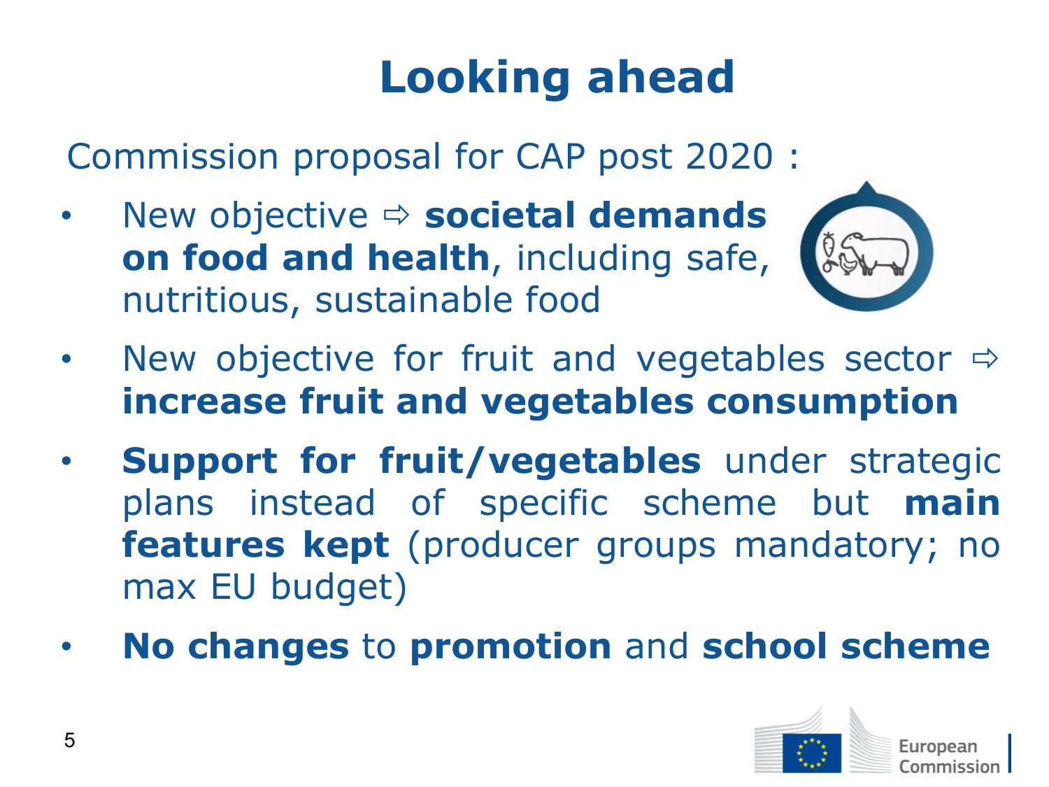# Looking ahead

Commission proposal for CAP post 2020 :

- New objective ⇨ **societal demands on food and health**, including safe, nutritious, sustainable food
- New objective for fruit and vegetables sector ⇨ **increase fruit and vegetables consumption**
- **Support for fruit/vegetables** under strategic plans instead of specific scheme but **main features kept** (producer groups mandatory; no max EU budget)
- **No changes** to **promotion** and **school scheme**